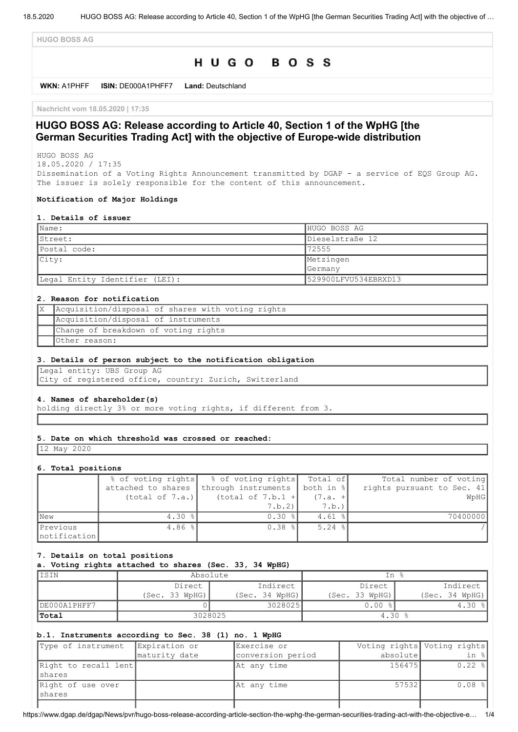HUGO BOSS AG

# HUGO BOSS

**WKN:** A1PHFF **ISIN:** DE000A1PHFF7 **Land:** Deutschland

Nachricht vom 18.05.2020 | 17:35

## HUGO BOSS AG: Release according to Article 40, Section 1 of the WpHG [the German Securities Trading Act] with the objective of Europe-wide distribution

HUGO BOSS AG
18.05.2020 / 17:35
Dissemination of a Voting Rights Announcement transmitted by DGAP - a service of EQS Group AG.
The issuer is solely responsible for the content of this announcement.

**Notification of Major Holdings**

**1. Details of issuer**

| | |
|---|---|
| Name: | HUGO BOSS AG |
| Street: | Dieselstraße 12 |
| Postal code: | 72555 |
| City: | Metzingen<br>Germany |
| Legal Entity Identifier (LEI): | 529900LFVU534EBRXD13 |

**2. Reason for notification**

| | |
|---|---|
| X | Acquisition/disposal of shares with voting rights |
| | Acquisition/disposal of instruments |
| | Change of breakdown of voting rights |
| | Other reason: |

**3. Details of person subject to the notification obligation**

Legal entity: UBS Group AG
City of registered office, country: Zurich, Switzerland

**4. Names of shareholder(s)**

holding directly 3% or more voting rights, if different from 3.

**5. Date on which threshold was crossed or reached:**

12 May 2020

**6. Total positions**

| | % of voting rights attached to shares (total of 7.a.) | % of voting rights through instruments (total of 7.b.1 + 7.b.2) | Total of both in % (7.a. + 7.b.) | Total number of voting rights pursuant to Sec. 41 WpHG |
|---|---|---|---|---|
| New | 4.30 % | 0.30 % | 4.61 % | 70400000 |
| Previous notification | 4.86 % | 0.38 % | 5.24 % | / |

**7. Details on total positions**

**a. Voting rights attached to shares (Sec. 33, 34 WpHG)**

| ISIN | Absolute | | In % | |
|---|---|---|---|---|
| | Direct (Sec. 33 WpHG) | Indirect (Sec. 34 WpHG) | Direct (Sec. 33 WpHG) | Indirect (Sec. 34 WpHG) |
| DE000A1PHFF7 | 0 | 3028025 | 0.00 % | 4.30 % |
| **Total** | 3028025 | | 4.30 % | |

**b.1. Instruments according to Sec. 38 (1) no. 1 WpHG**

| Type of instrument | Expiration or maturity date | Exercise or conversion period | Voting rights absolute | Voting rights in % |
|---|---|---|---|---|
| Right to recall lent shares | | At any time | 156475 | 0.22 % |
| Right of use over shares | | At any time | 57532 | 0.08 % |
| | | | | |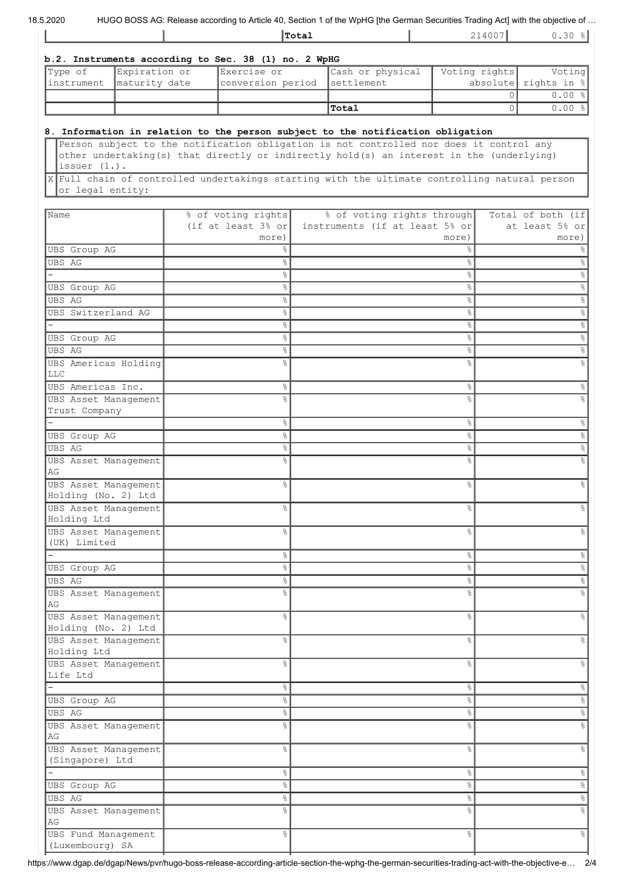| | | Total | 214007 | 0.30 % |
|---|---|---|---|---|

**b.2. Instruments according to Sec. 38 (1) no. 2 WpHG**

| Type of instrument | Expiration or maturity date | Exercise or conversion period | Cash or physical settlement | Voting rights absolute | Voting rights in % |
|---|---|---|---|---|---|
| | | | | 0 | 0.00 % |
| | | | Total | 0 | 0.00 % |

**8. Information in relation to the person subject to the notification obligation**

| | |
|---|---|
| | Person subject to the notification obligation is not controlled nor does it control any other undertaking(s) that directly or indirectly hold(s) an interest in the (underlying) issuer (1.). |
| X | Full chain of controlled undertakings starting with the ultimate controlling natural person or legal entity: |

| Name | % of voting rights (if at least 3% or more) | % of voting rights through instruments (if at least 5% or more) | Total of both (if at least 5% or more) |
|---|---|---|---|
| UBS Group AG | % | % | % |
| UBS AG | % | % | % |
| - | % | % | % |
| UBS Group AG | % | % | % |
| UBS AG | % | % | % |
| UBS Switzerland AG | % | % | % |
| - | % | % | % |
| UBS Group AG | % | % | % |
| UBS AG | % | % | % |
| UBS Americas Holding LLC | % | % | % |
| UBS Americas Inc. | % | % | % |
| UBS Asset Management Trust Company | % | % | % |
| - | % | % | % |
| UBS Group AG | % | % | % |
| UBS AG | % | % | % |
| UBS Asset Management AG | % | % | % |
| UBS Asset Management Holding (No. 2) Ltd | % | % | % |
| UBS Asset Management Holding Ltd | % | % | % |
| UBS Asset Management (UK) Limited | % | % | % |
| - | % | % | % |
| UBS Group AG | % | % | % |
| UBS AG | % | % | % |
| UBS Asset Management AG | % | % | % |
| UBS Asset Management Holding (No. 2) Ltd | % | % | % |
| UBS Asset Management Holding Ltd | % | % | % |
| UBS Asset Management Life Ltd | % | % | % |
| - | % | % | % |
| UBS Group AG | % | % | % |
| UBS AG | % | % | % |
| UBS Asset Management AG | % | % | % |
| UBS Asset Management (Singapore) Ltd | % | % | % |
| - | % | % | % |
| UBS Group AG | % | % | % |
| UBS AG | % | % | % |
| UBS Asset Management AG | % | % | % |
| UBS Fund Management (Luxembourg) SA | % | % | % |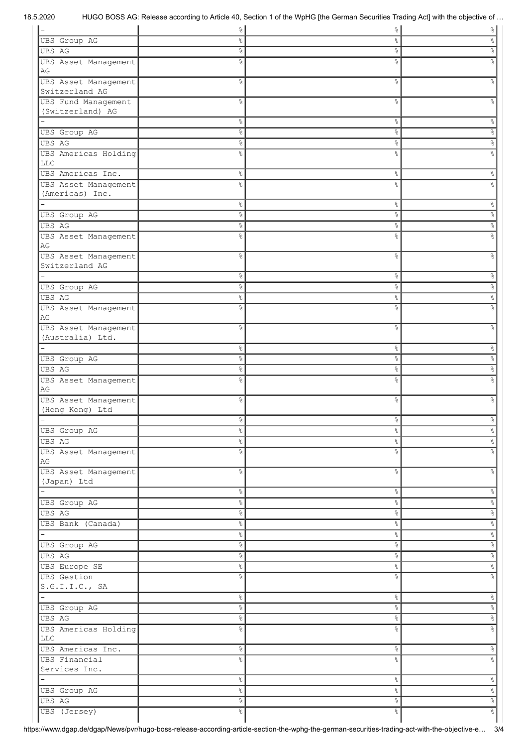| | | | |
|---|---|---|---|
| - | % | % | % |
| UBS Group AG | % | % | % |
| UBS AG | % | % | % |
| UBS Asset Management AG | % | % | % |
| UBS Asset Management Switzerland AG | % | % | % |
| UBS Fund Management (Switzerland) AG | % | % | % |
| - | % | % | % |
| UBS Group AG | % | % | % |
| UBS AG | % | % | % |
| UBS Americas Holding LLC | % | % | % |
| UBS Americas Inc. | % | % | % |
| UBS Asset Management (Americas) Inc. | % | % | % |
| - | % | % | % |
| UBS Group AG | % | % | % |
| UBS AG | % | % | % |
| UBS Asset Management AG | % | % | % |
| UBS Asset Management Switzerland AG | % | % | % |
| - | % | % | % |
| UBS Group AG | % | % | % |
| UBS AG | % | % | % |
| UBS Asset Management AG | % | % | % |
| UBS Asset Management (Australia) Ltd. | % | % | % |
| - | % | % | % |
| UBS Group AG | % | % | % |
| UBS AG | % | % | % |
| UBS Asset Management AG | % | % | % |
| UBS Asset Management (Hong Kong) Ltd | % | % | % |
| - | % | % | % |
| UBS Group AG | % | % | % |
| UBS AG | % | % | % |
| UBS Asset Management AG | % | % | % |
| UBS Asset Management (Japan) Ltd | % | % | % |
| - | % | % | % |
| UBS Group AG | % | % | % |
| UBS AG | % | % | % |
| UBS Bank (Canada) | % | % | % |
| - | % | % | % |
| UBS Group AG | % | % | % |
| UBS AG | % | % | % |
| UBS Europe SE | % | % | % |
| UBS Gestion S.G.I.I.C., SA | % | % | % |
| - | % | % | % |
| UBS Group AG | % | % | % |
| UBS AG | % | % | % |
| UBS Americas Holding LLC | % | % | % |
| UBS Americas Inc. | % | % | % |
| UBS Financial Services Inc. | % | % | % |
| - | % | % | % |
| UBS Group AG | % | % | % |
| UBS AG | % | % | % |
| UBS (Jersey) | % | % | % |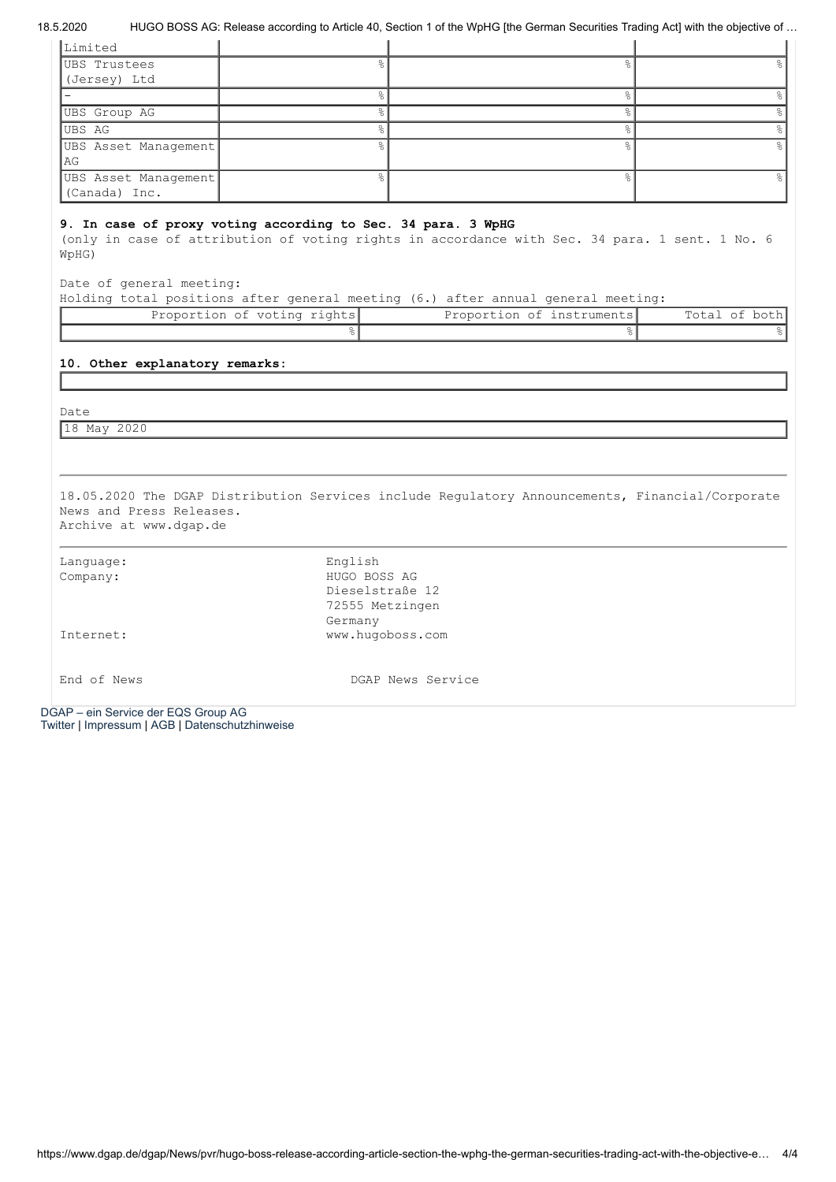| | | | |
|---|---|---|---|
| Limited | | | |
| UBS Trustees (Jersey) Ltd | % | % | % |
| - | % | % | % |
| UBS Group AG | % | % | % |
| UBS AG | % | % | % |
| UBS Asset Management AG | % | % | % |
| UBS Asset Management (Canada) Inc. | % | % | % |

**9. In case of proxy voting according to Sec. 34 para. 3 WpHG**
(only in case of attribution of voting rights in accordance with Sec. 34 para. 1 sent. 1 No. 6 WpHG)

Date of general meeting:
Holding total positions after general meeting (6.) after annual general meeting:

| Proportion of voting rights | Proportion of instruments | Total of both |
|---|---|---|
| % | % | % |

**10. Other explanatory remarks:**

Date

18 May 2020

---

18.05.2020 The DGAP Distribution Services include Regulatory Announcements, Financial/Corporate News and Press Releases.
Archive at www.dgap.de

---

| | |
|---|---|
| Language: | English |
| Company: | HUGO BOSS AG<br>Dieselstraße 12<br>72555 Metzingen<br>Germany |
| Internet: | www.hugoboss.com |

End of News DGAP News Service

DGAP – ein Service der EQS Group AG
Twitter | Impressum | AGB | Datenschutzhinweise